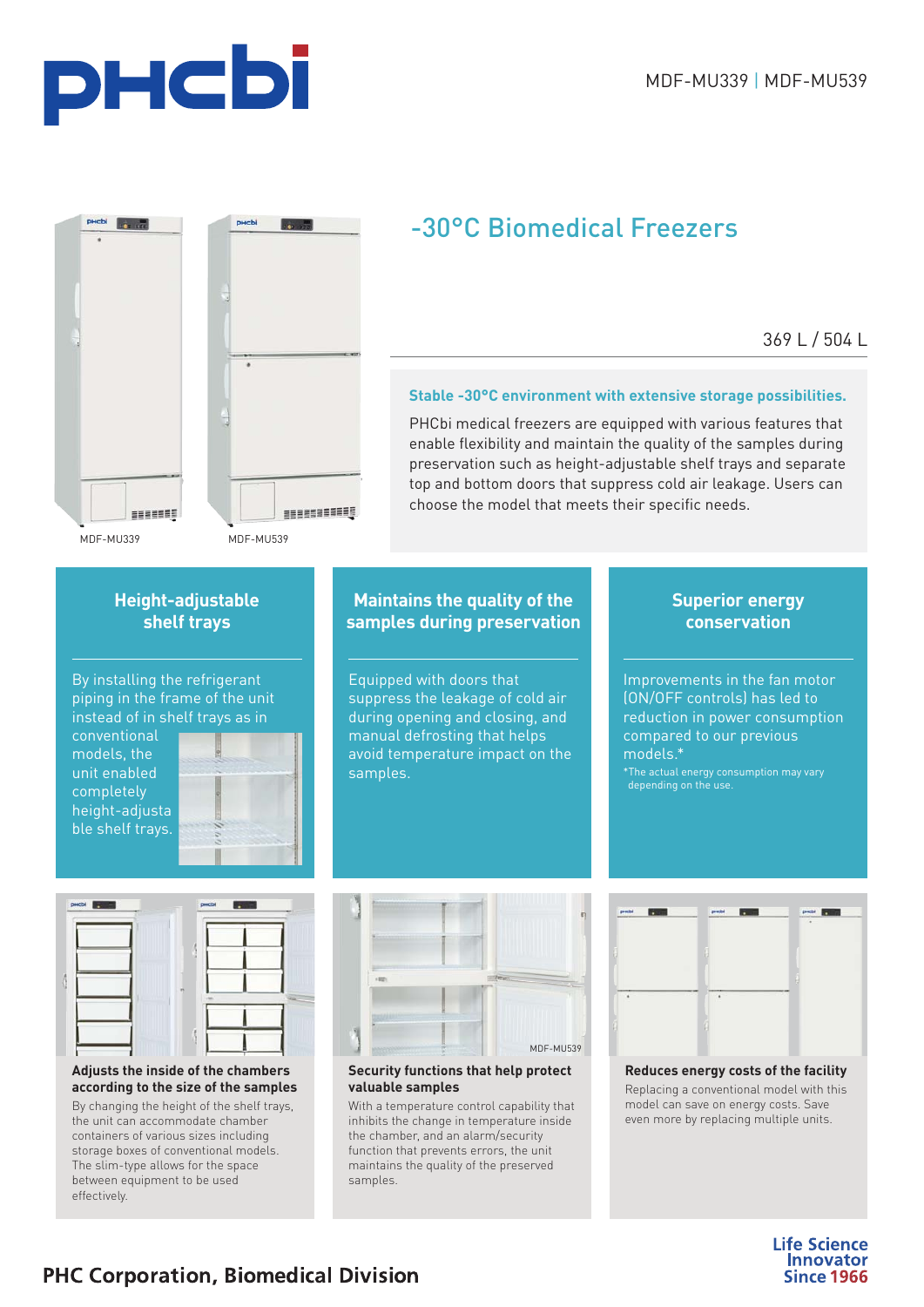MDF-MU339 | MDF-MU539

MDF-MU339

MDF-MU539

# -30°C Biomedical Freezers

369 L / 504 L

**Stable -30°C environment with extensive storage possibilities.**

PHCbi medical freezers are equipped with various features that enable flexibility and maintain the quality of the samples during preservation such as height-adjustable shelf trays and separate top and bottom doors that suppress cold air leakage. Users can choose the model that meets their specific needs.

## Height-adjustable shelf trays

By installing the refrigerant piping in the frame of the unit instead of in shelf trays as in conventional models, the unit enabled completely height-adjustable shelf trays.

## Maintains the quality of the samples during preservation

Equipped with doors that suppress the leakage of cold air during opening and closing, and manual defrosting that helps avoid temperature impact on the samples.

## Superior energy conservation

Improvements in the fan motor (ON/OFF controls) has led to reduction in power consumption compared to our previous models.*

*The actual energy consumption may vary depending on the use.

### Adjusts the inside of the chambers according to the size of the samples

By changing the height of the shelf trays, the unit can accommodate chamber containers of various sizes including storage boxes of conventional models. The slim-type allows for the space between equipment to be used effectively.

### Security functions that help protect valuable samples

MDF-MU539

With a temperature control capability that inhibits the change in temperature inside the chamber, and an alarm/security function that prevents errors, the unit maintains the quality of the preserved samples.

### Reduces energy costs of the facility

Replacing a conventional model with this model can save on energy costs. Save even more by replacing multiple units.

**PHC Corporation, Biomedical Division**

Life Science Innovator Since 1966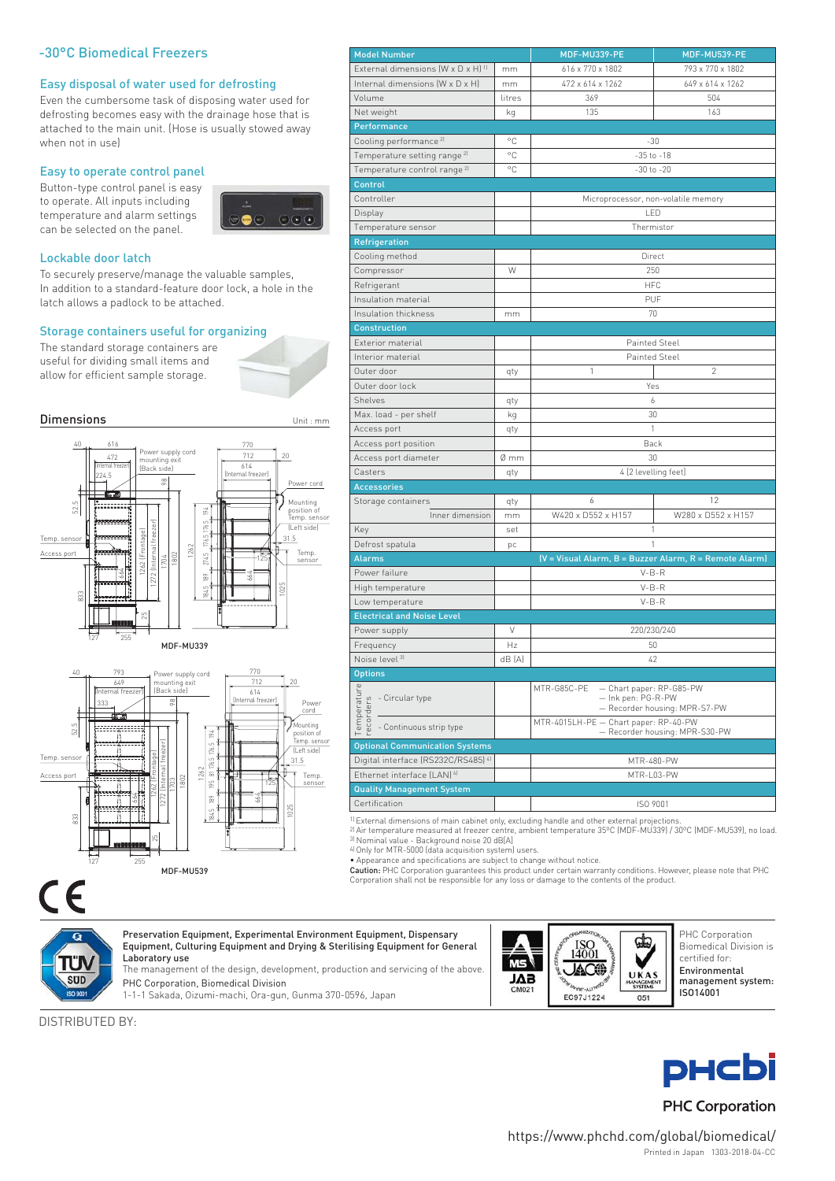## -30°C Biomedical Freezers

### Easy disposal of water used for defrosting

Even the cumbersome task of disposing water used for defrosting becomes easy with the drainage hose that is attached to the main unit. (Hose is usually stowed away when not in use)

### Easy to operate control panel

Button-type control panel is easy to operate. All inputs including temperature and alarm settings can be selected on the panel.

### Lockable door latch

To securely preserve/manage the valuable samples, In addition to a standard-feature door lock, a hole in the latch allows a padlock to be attached.

### Storage containers useful for organizing

The standard storage containers are useful for dividing small items and allow for efficient sample storage.

### Dimensions

Unit : mm

MDF-MU339

MDF-MU539

| Model Number | | MDF-MU339-PE | MDF-MU539-PE |
|---|---|---|---|
| External dimensions (W x D x H) [1] | mm | 616 x 770 x 1802 | 793 x 770 x 1802 |
| Internal dimensions (W x D x H) | mm | 472 x 614 x 1262 | 649 x 614 x 1262 |
| Volume | litres | 369 | 504 |
| Net weight | kg | 135 | 163 |
| **Performance** | | | |
| Cooling performance [2] | °C | -30 | |
| Temperature setting range [2] | °C | -35 to -18 | |
| Temperature control range [2] | °C | -30 to -20 | |
| **Control** | | | |
| Controller | | Microprocessor, non-volatile memory | |
| Display | | LED | |
| Temperature sensor | | Thermistor | |
| **Refrigeration** | | | |
| Cooling method | | Direct | |
| Compressor | W | 250 | |
| Refrigerant | | HFC | |
| Insulation material | | PUF | |
| Insulation thickness | mm | 70 | |
| **Construction** | | | |
| Exterior material | | Painted Steel | |
| Interior material | | Painted Steel | |
| Outer door | qty | 1 | 2 |
| Outer door lock | | Yes | |
| Shelves | qty | 6 | |
| Max. load - per shelf | kg | 30 | |
| Access port | qty | 1 | |
| Access port position | | Back | |
| Access port diameter | Ø mm | 30 | |
| Casters | qty | 4 (2 levelling feet) | |
| **Accessories** | | | |
| Storage containers | qty | 6 | 12 |
| Inner dimension | mm | W420 x D552 x H157 | W280 x D552 x H157 |
| Key | set | 1 | |
| Defrost spatula | pc | 1 | |
| **Alarms** | | (V = Visual Alarm, B = Buzzer Alarm, R = Remote Alarm) | |
| Power failure | | V-B-R | |
| High temperature | | V-B-R | |
| Low temperature | | V-B-R | |
| **Electrical and Noise Level** | | | |
| Power supply | V | 220/230/240 | |
| Frequency | Hz | 50 | |
| Noise level [3] | dB (A) | 42 | |
| **Options** | | | |
| Temperature recorders - Circular type | | MTR-G85C-PE — Chart paper: RP-G85-PW — Ink pen: PG-R-PW — Recorder housing: MPR-S7-PW | |
| Temperature recorders - Continuous strip type | | MTR-4015LH-PE — Chart paper: RP-40-PW — Recorder housing: MPR-S30-PW | |
| **Optional Communication Systems** | | | |
| Digital interface (RS232C/RS485) [4] | | MTR-480-PW | |
| Ethernet interface (LAN) [4] | | MTR-L03-PW | |
| **Quality Management System** | | | |
| Certification | | ISO 9001 | |

[1] External dimensions of main cabinet only, excluding handle and other external projections.
[2] Air temperature measured at freezer centre, ambient temperature 35°C (MDF-MU339) / 30°C (MDF-MU539), no load.
[3] Nominal value - Background noise 20 dB(A)
[4] Only for MTR-5000 (data acquisition system) users.
• Appearance and specifications are subject to change without notice.
**Caution:** PHC Corporation guarantees this product under certain warranty conditions. However, please note that PHC Corporation shall not be responsible for any loss or damage to the contents of the product.

Preservation Equipment, Experimental Environment Equipment, Dispensary Equipment, Culturing Equipment and Drying & Sterilising Equipment for General Laboratory use
The management of the design, development, production and servicing of the above.
PHC Corporation, Biomedical Division
1-1-1 Sakada, Oizumi-machi, Ora-gun, Gunma 370-0596, Japan

PHC Corporation Biomedical Division is certified for:
Environmental management system: ISO14001

DISTRIBUTED BY:

PHC Corporation

https://www.phchd.com/global/biomedical/

Printed in Japan 1303-2018-04-CC